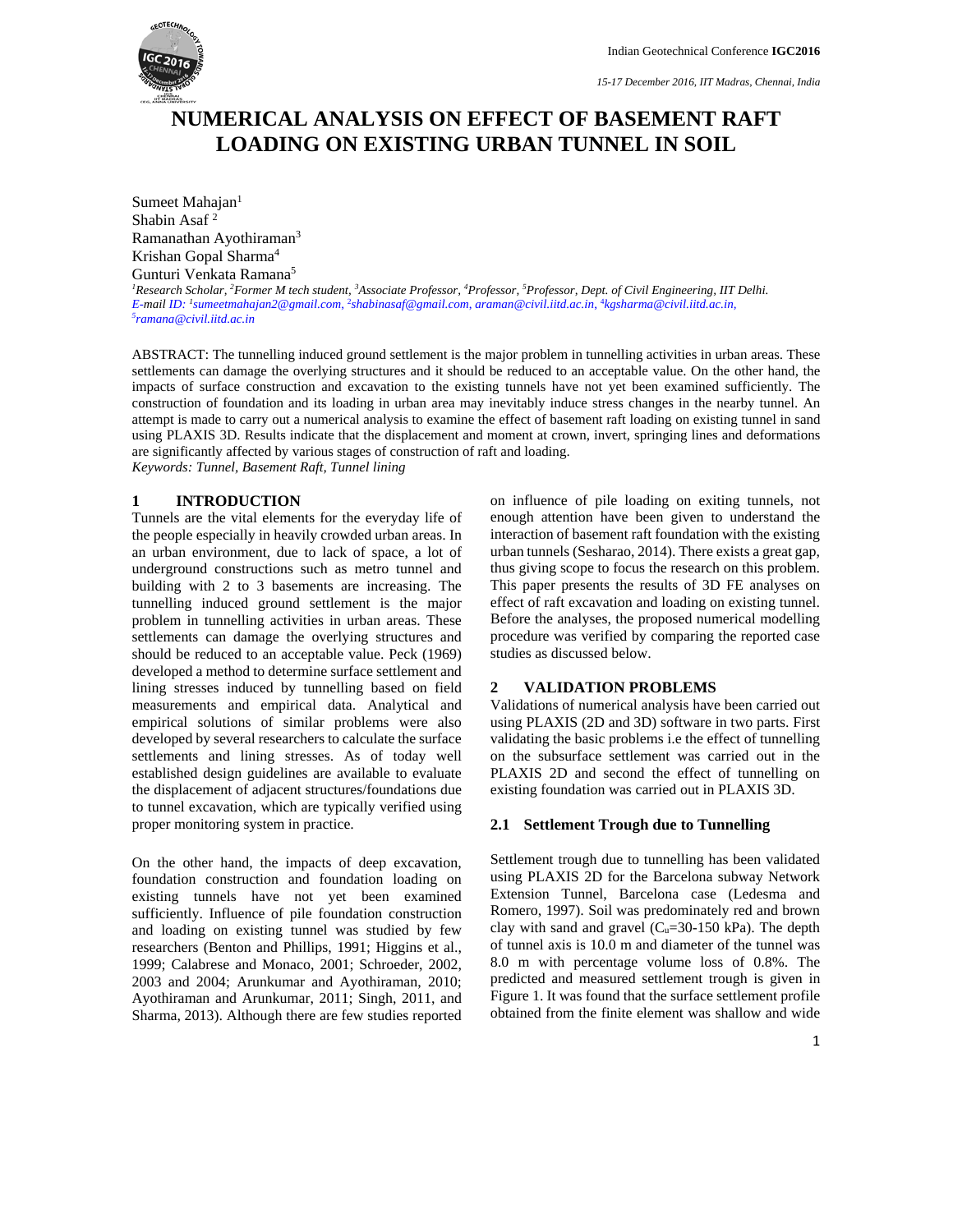# NUMERICAL ANALYSIS ON EFFECT OF BASEMENT RAFT LOADING ON EXISTING URBAN TUNNEL IN SOIL

Sumeet Mahajan[1]
Shabin Asaf [2]
Ramanathan Ayothiraman[3]
Krishan Gopal Sharma[4]
Gunturi Venkata Ramana[5]

*[1]Research Scholar, [2]Former M tech student, [3]Associate Professor, [4]Professor, [5]Professor, Dept. of Civil Engineering, IIT Delhi.*
*E-mail ID: [1]sumeetmahajan2@gmail.com, [2]shabinasaf@gmail.com, araman@civil.iitd.ac.in, [4]kgsharma@civil.iitd.ac.in, [5]ramana@civil.iitd.ac.in*

ABSTRACT: The tunnelling induced ground settlement is the major problem in tunnelling activities in urban areas. These settlements can damage the overlying structures and it should be reduced to an acceptable value. On the other hand, the impacts of surface construction and excavation to the existing tunnels have not yet been examined sufficiently. The construction of foundation and its loading in urban area may inevitably induce stress changes in the nearby tunnel. An attempt is made to carry out a numerical analysis to examine the effect of basement raft loading on existing tunnel in sand using PLAXIS 3D. Results indicate that the displacement and moment at crown, invert, springing lines and deformations are significantly affected by various stages of construction of raft and loading.

*Keywords: Tunnel, Basement Raft, Tunnel lining*

## 1 INTRODUCTION

Tunnels are the vital elements for the everyday life of the people especially in heavily crowded urban areas. In an urban environment, due to lack of space, a lot of underground constructions such as metro tunnel and building with 2 to 3 basements are increasing. The tunnelling induced ground settlement is the major problem in tunnelling activities in urban areas. These settlements can damage the overlying structures and should be reduced to an acceptable value. Peck (1969) developed a method to determine surface settlement and lining stresses induced by tunnelling based on field measurements and empirical data. Analytical and empirical solutions of similar problems were also developed by several researchers to calculate the surface settlements and lining stresses. As of today well established design guidelines are available to evaluate the displacement of adjacent structures/foundations due to tunnel excavation, which are typically verified using proper monitoring system in practice.

On the other hand, the impacts of deep excavation, foundation construction and foundation loading on existing tunnels have not yet been examined sufficiently. Influence of pile foundation construction and loading on existing tunnel was studied by few researchers (Benton and Phillips, 1991; Higgins et al., 1999; Calabrese and Monaco, 2001; Schroeder, 2002, 2003 and 2004; Arunkumar and Ayothiraman, 2010; Ayothiraman and Arunkumar, 2011; Singh, 2011, and Sharma, 2013). Although there are few studies reported on influence of pile loading on exiting tunnels, not enough attention have been given to understand the interaction of basement raft foundation with the existing urban tunnels (Sesharao, 2014). There exists a great gap, thus giving scope to focus the research on this problem. This paper presents the results of 3D FE analyses on effect of raft excavation and loading on existing tunnel. Before the analyses, the proposed numerical modelling procedure was verified by comparing the reported case studies as discussed below.

## 2 VALIDATION PROBLEMS

Validations of numerical analysis have been carried out using PLAXIS (2D and 3D) software in two parts. First validating the basic problems i.e the effect of tunnelling on the subsurface settlement was carried out in the PLAXIS 2D and second the effect of tunnelling on existing foundation was carried out in PLAXIS 3D.

### 2.1 Settlement Trough due to Tunnelling

Settlement trough due to tunnelling has been validated using PLAXIS 2D for the Barcelona subway Network Extension Tunnel, Barcelona case (Ledesma and Romero, 1997). Soil was predominately red and brown clay with sand and gravel ($C_u$=30-150 kPa). The depth of tunnel axis is 10.0 m and diameter of the tunnel was 8.0 m with percentage volume loss of 0.8%. The predicted and measured settlement trough is given in Figure 1. It was found that the surface settlement profile obtained from the finite element was shallow and wide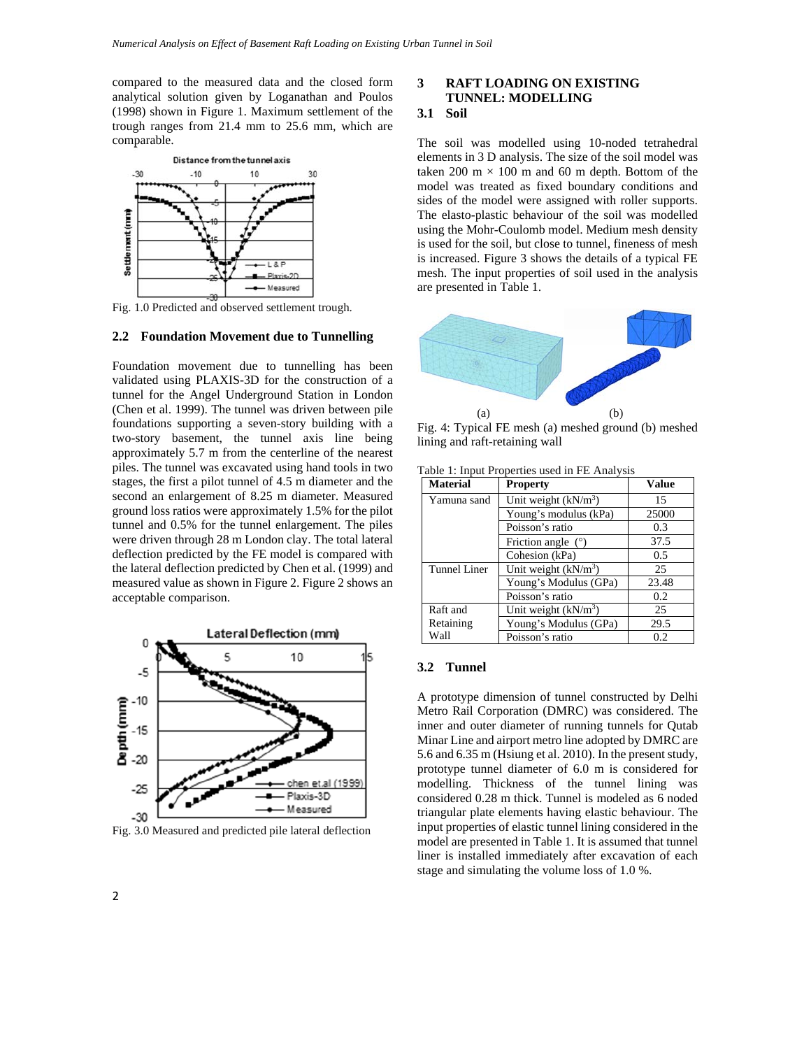compared to the measured data and the closed form analytical solution given by Loganathan and Poulos (1998) shown in Figure 1. Maximum settlement of the trough ranges from 21.4 mm to 25.6 mm, which are comparable.

Fig. 1.0 Predicted and observed settlement trough.

### 2.2 Foundation Movement due to Tunnelling

Foundation movement due to tunnelling has been validated using PLAXIS-3D for the construction of a tunnel for the Angel Underground Station in London (Chen et al. 1999). The tunnel was driven between pile foundations supporting a seven-story building with a two-story basement, the tunnel axis line being approximately 5.7 m from the centerline of the nearest piles. The tunnel was excavated using hand tools in two stages, the first a pilot tunnel of 4.5 m diameter and the second an enlargement of 8.25 m diameter. Measured ground loss ratios were approximately 1.5% for the pilot tunnel and 0.5% for the tunnel enlargement. The piles were driven through 28 m London clay. The total lateral deflection predicted by the FE model is compared with the lateral deflection predicted by Chen et al. (1999) and measured value as shown in Figure 2. Figure 2 shows an acceptable comparison.

Fig. 3.0 Measured and predicted pile lateral deflection

## 3 RAFT LOADING ON EXISTING TUNNEL: MODELLING

### 3.1 Soil

The soil was modelled using 10-noded tetrahedral elements in 3 D analysis. The size of the soil model was taken 200 m × 100 m and 60 m depth. Bottom of the model was treated as fixed boundary conditions and sides of the model were assigned with roller supports. The elasto-plastic behaviour of the soil was modelled using the Mohr-Coulomb model. Medium mesh density is used for the soil, but close to tunnel, fineness of mesh is increased. Figure 3 shows the details of a typical FE mesh. The input properties of soil used in the analysis are presented in Table 1.

Fig. 4: Typical FE mesh (a) meshed ground (b) meshed lining and raft-retaining wall

Table 1: Input Properties used in FE Analysis

| Material | Property | Value |
|---|---|---|
| Yamuna sand | Unit weight (kN/m$^3$) | 15 |
| | Young's modulus (kPa) | 25000 |
| | Poisson's ratio | 0.3 |
| | Friction angle (°) | 37.5 |
| | Cohesion (kPa) | 0.5 |
| Tunnel Liner | Unit weight (kN/m$^3$) | 25 |
| | Young's Modulus (GPa) | 23.48 |
| | Poisson's ratio | 0.2 |
| Raft and Retaining Wall | Unit weight (kN/m$^3$) | 25 |
| | Young's Modulus (GPa) | 29.5 |
| | Poisson's ratio | 0.2 |

### 3.2 Tunnel

A prototype dimension of tunnel constructed by Delhi Metro Rail Corporation (DMRC) was considered. The inner and outer diameter of running tunnels for Qutab Minar Line and airport metro line adopted by DMRC are 5.6 and 6.35 m (Hsiung et al. 2010). In the present study, prototype tunnel diameter of 6.0 m is considered for modelling. Thickness of the tunnel lining was considered 0.28 m thick. Tunnel is modeled as 6 noded triangular plate elements having elastic behaviour. The input properties of elastic tunnel lining considered in the model are presented in Table 1. It is assumed that tunnel liner is installed immediately after excavation of each stage and simulating the volume loss of 1.0 %.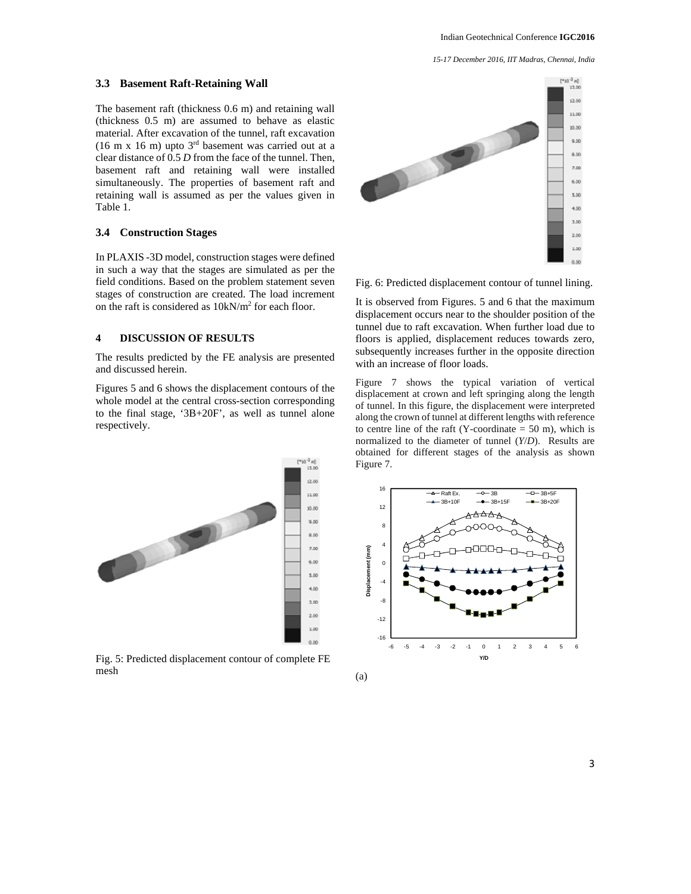### 3.3 Basement Raft-Retaining Wall

The basement raft (thickness 0.6 m) and retaining wall (thickness 0.5 m) are assumed to behave as elastic material. After excavation of the tunnel, raft excavation (16 m x 16 m) upto 3rd basement was carried out at a clear distance of 0.5 *D* from the face of the tunnel. Then, basement raft and retaining wall were installed simultaneously. The properties of basement raft and retaining wall is assumed as per the values given in Table 1.

### 3.4 Construction Stages

In PLAXIS -3D model, construction stages were defined in such a way that the stages are simulated as per the field conditions. Based on the problem statement seven stages of construction are created. The load increment on the raft is considered as $10 kN/m^2$ for each floor.

## 4 DISCUSSION OF RESULTS

The results predicted by the FE analysis are presented and discussed herein.

Figures 5 and 6 shows the displacement contours of the whole model at the central cross-section corresponding to the final stage, '3B+20F', as well as tunnel alone respectively.

Fig. 5: Predicted displacement contour of complete FE mesh

Fig. 6: Predicted displacement contour of tunnel lining.

It is observed from Figures. 5 and 6 that the maximum displacement occurs near to the shoulder position of the tunnel due to raft excavation. When further load due to floors is applied, displacement reduces towards zero, subsequently increases further in the opposite direction with an increase of floor loads.

Figure 7 shows the typical variation of vertical displacement at crown and left springing along the length of tunnel. In this figure, the displacement were interpreted along the crown of tunnel at different lengths with reference to centre line of the raft (Y-coordinate = 50 m), which is normalized to the diameter of tunnel (*Y*/*D*). Results are obtained for different stages of the analysis as shown Figure 7.

(a)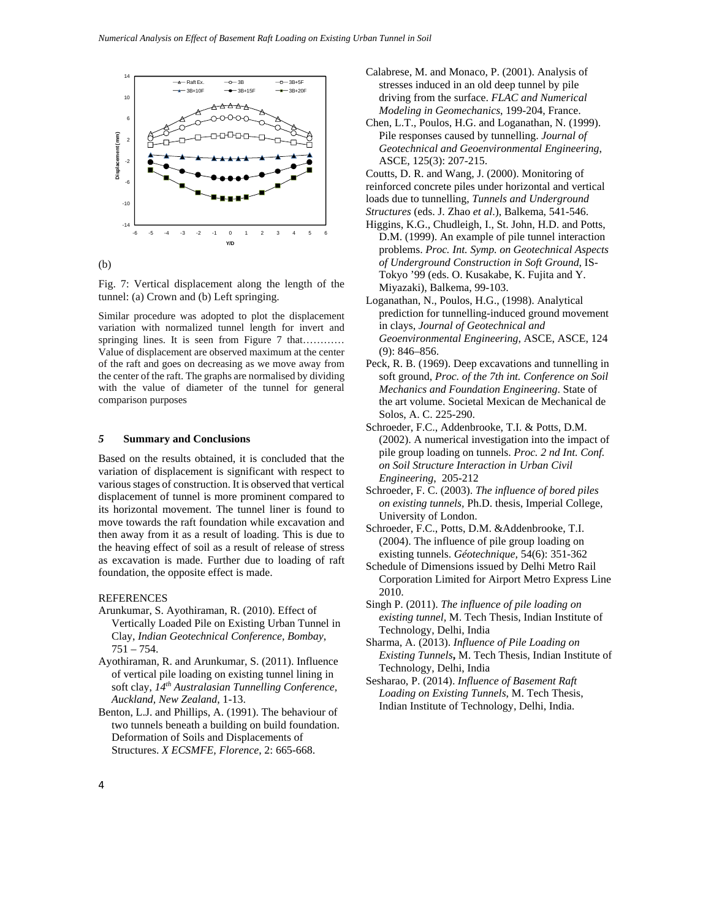14
10
6
2
-2
-6
-10
-14
Displacement (mm)
-6 -5 -4 -3 -2 -1 0 1 2 3 4 5 6
Y/D
Raft Ex.
3B
3B+5F
3B+10F
3B+15F
3B+20F

(b)

Fig. 7: Vertical displacement along the length of the tunnel: (a) Crown and (b) Left springing.

Similar procedure was adopted to plot the displacement variation with normalized tunnel length for invert and springing lines. It is seen from Figure 7 that………… Value of displacement are observed maximum at the center of the raft and goes on decreasing as we move away from the center of the raft. The graphs are normalised by dividing with the value of diameter of the tunnel for general comparison purposes

## *5* Summary and Conclusions

Based on the results obtained, it is concluded that the variation of displacement is significant with respect to various stages of construction. It is observed that vertical displacement of tunnel is more prominent compared to its horizontal movement. The tunnel liner is found to move towards the raft foundation while excavation and then away from it as a result of loading. This is due to the heaving effect of soil as a result of release of stress as excavation is made. Further due to loading of raft foundation, the opposite effect is made.

REFERENCES

Arunkumar, S. Ayothiraman, R. (2010). Effect of Vertically Loaded Pile on Existing Urban Tunnel in Clay, *Indian Geotechnical Conference, Bombay*, 751 – 754.

Ayothiraman, R. and Arunkumar, S. (2011). Influence of vertical pile loading on existing tunnel lining in soft clay, *14th Australasian Tunnelling Conference, Auckland, New Zealand*, 1-13.

Benton, L.J. and Phillips, A. (1991). The behaviour of two tunnels beneath a building on build foundation. Deformation of Soils and Displacements of Structures. *X ECSMFE, Florence*, 2: 665-668.

Calabrese, M. and Monaco, P. (2001). Analysis of stresses induced in an old deep tunnel by pile driving from the surface. *FLAC and Numerical Modeling in Geomechanics*, 199-204, France.

Chen, L.T., Poulos, H.G. and Loganathan, N. (1999). Pile responses caused by tunnelling. *Journal of Geotechnical and Geoenvironmental Engineering*, ASCE, 125(3): 207-215.

Coutts, D. R. and Wang, J. (2000). Monitoring of reinforced concrete piles under horizontal and vertical loads due to tunnelling, *Tunnels and Underground Structures* (eds. J. Zhao *et al*.), Balkema, 541-546.

Higgins, K.G., Chudleigh, I., St. John, H.D. and Potts, D.M. (1999). An example of pile tunnel interaction problems. *Proc. Int. Symp. on Geotechnical Aspects of Underground Construction in Soft Ground*, IS-Tokyo '99 (eds. O. Kusakabe, K. Fujita and Y. Miyazaki), Balkema, 99-103.

Loganathan, N., Poulos, H.G., (1998). Analytical prediction for tunnelling-induced ground movement in clays, *Journal of Geotechnical and Geoenvironmental Engineering*, ASCE, ASCE, 124 (9): 846–856.

Peck, R. B. (1969). Deep excavations and tunnelling in soft ground, *Proc. of the 7th int. Conference on Soil Mechanics and Foundation Engineering*. State of the art volume. Societal Mexican de Mechanical de Solos, A. C. 225-290.

Schroeder, F.C., Addenbrooke, T.I. & Potts, D.M. (2002). A numerical investigation into the impact of pile group loading on tunnels. *Proc. 2 nd Int. Conf. on Soil Structure Interaction in Urban Civil Engineering*, 205-212

Schroeder, F. C. (2003). *The influence of bored piles on existing tunnels*, Ph.D. thesis, Imperial College, University of London.

Schroeder, F.C., Potts, D.M. &Addenbrooke, T.I. (2004). The influence of pile group loading on existing tunnels. *Géotechnique*, 54(6): 351-362

Schedule of Dimensions issued by Delhi Metro Rail Corporation Limited for Airport Metro Express Line 2010.

Singh P. (2011). *The influence of pile loading on existing tunnel*, M. Tech Thesis, Indian Institute of Technology, Delhi, India

Sharma, A. (2013). *Influence of Pile Loading on Existing Tunnels***,** M. Tech Thesis, Indian Institute of Technology, Delhi, India

Sesharao, P. (2014). *Influence of Basement Raft Loading on Existing Tunnels*, M. Tech Thesis, Indian Institute of Technology, Delhi, India.